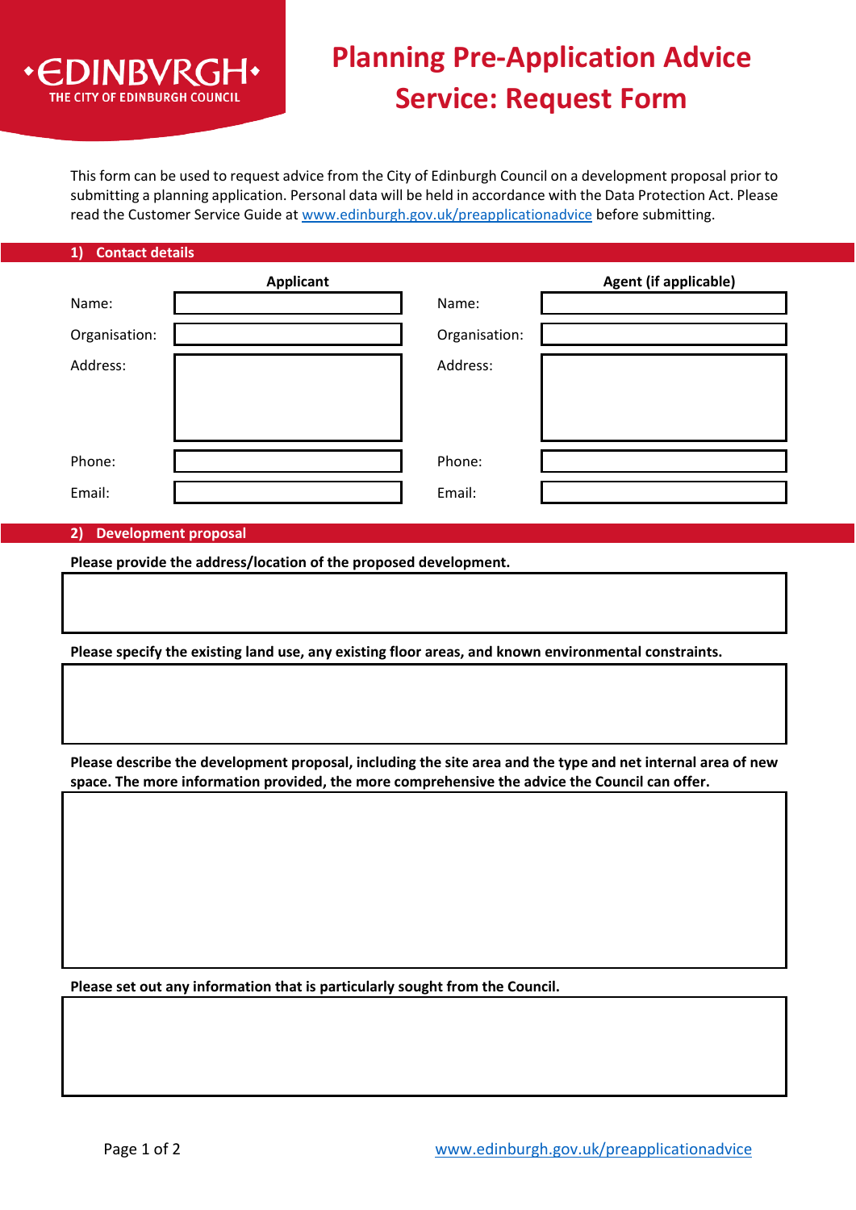EDINBVRGH
THE CITY OF EDINBURGH COUNCIL

# Planning Pre-Application Advice Service: Request Form

This form can be used to request advice from the City of Edinburgh Council on a development proposal prior to submitting a planning application. Personal data will be held in accordance with the Data Protection Act. Please read the Customer Service Guide at www.edinburgh.gov.uk/preapplicationadvice before submitting.

## 1) Contact details

| | Applicant | | Agent (if applicable) |
|---|---|---|---|
| Name: | | Name: | |
| Organisation: | | Organisation: | |
| Address: | | Address: | |
| Phone: | | Phone: | |
| Email: | | Email: | |

## 2) Development proposal

**Please provide the address/location of the proposed development.**

**Please specify the existing land use, any existing floor areas, and known environmental constraints.**

**Please describe the development proposal, including the site area and the type and net internal area of new space. The more information provided, the more comprehensive the advice the Council can offer.**

**Please set out any information that is particularly sought from the Council.**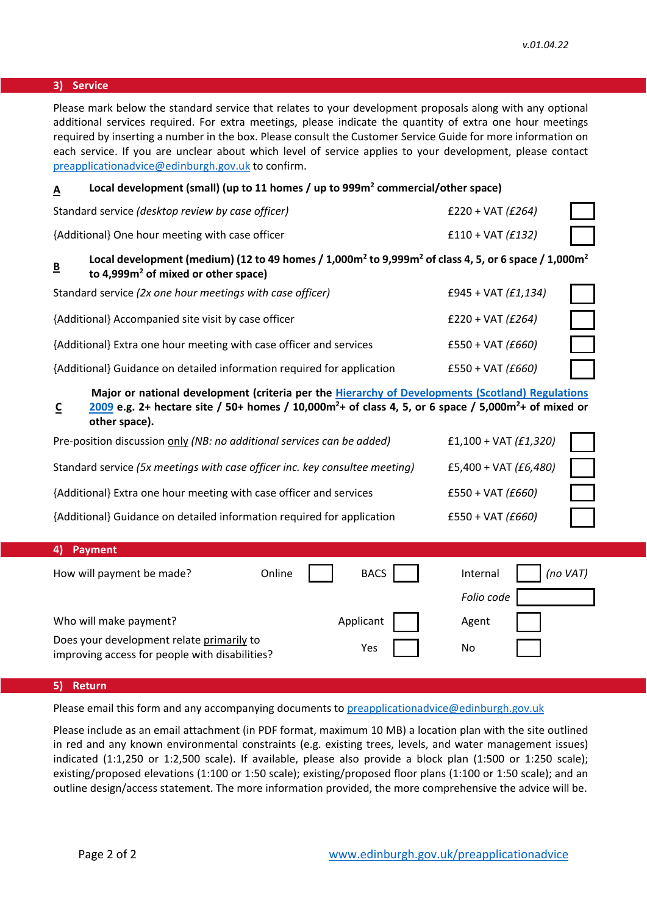v.01.04.22

## 3) Service

Please mark below the standard service that relates to your development proposals along with any optional additional services required. For extra meetings, please indicate the quantity of extra one hour meetings required by inserting a number in the box. Please consult the Customer Service Guide for more information on each service. If you are unclear about which level of service applies to your development, please contact preapplicationadvice@edinburgh.gov.uk to confirm.

**A** **Local development (small) (up to 11 homes / up to 999m² commercial/other space)**

| | | |
|---|---|---|
| Standard service *(desktop review by case officer)* | £220 + VAT *(£264)* | ☐ |
| {Additional} One hour meeting with case officer | £110 + VAT *(£132)* | ☐ |

**B** **Local development (medium) (12 to 49 homes / 1,000m² to 9,999m² of class 4, 5, or 6 space / 1,000m² to 4,999m² of mixed or other space)**

| | | |
|---|---|---|
| Standard service *(2x one hour meetings with case officer)* | £945 + VAT *(£1,134)* | ☐ |
| {Additional} Accompanied site visit by case officer | £220 + VAT *(£264)* | ☐ |
| {Additional} Extra one hour meeting with case officer and services | £550 + VAT *(£660)* | ☐ |
| {Additional} Guidance on detailed information required for application | £550 + VAT *(£660)* | ☐ |

**C** **Major or national development (criteria per the Hierarchy of Developments (Scotland) Regulations 2009 e.g. 2+ hectare site / 50+ homes / 10,000m²+ of class 4, 5, or 6 space / 5,000m²+ of mixed or other space).**

| | | |
|---|---|---|
| Pre-position discussion only *(NB: no additional services can be added)* | £1,100 + VAT *(£1,320)* | ☐ |
| Standard service *(5x meetings with case officer inc. key consultee meeting)* | £5,400 + VAT *(£6,480)* | ☐ |
| {Additional} Extra one hour meeting with case officer and services | £550 + VAT *(£660)* | ☐ |
| {Additional} Guidance on detailed information required for application | £550 + VAT *(£660)* | ☐ |

## 4) Payment

| | | | | | | |
|---|---|---|---|---|---|---|
| How will payment be made? | Online ☐ | | BACS ☐ | | Internal ☐ | *(no VAT)* |
| | | | | | *Folio code* ☐ | |
| Who will make payment? | | | Applicant ☐ | | Agent ☐ | |
| Does your development relate primarily to improving access for people with disabilities? | | | Yes ☐ | | No ☐ | |

## 5) Return

Please email this form and any accompanying documents to preapplicationadvice@edinburgh.gov.uk

Please include as an email attachment (in PDF format, maximum 10 MB) a location plan with the site outlined in red and any known environmental constraints (e.g. existing trees, levels, and water management issues) indicated (1:1,250 or 1:2,500 scale). If available, please also provide a block plan (1:500 or 1:250 scale); existing/proposed elevations (1:100 or 1:50 scale); existing/proposed floor plans (1:100 or 1:50 scale); and an outline design/access statement. The more information provided, the more comprehensive the advice will be.

www.edinburgh.gov.uk/preapplicationadvice